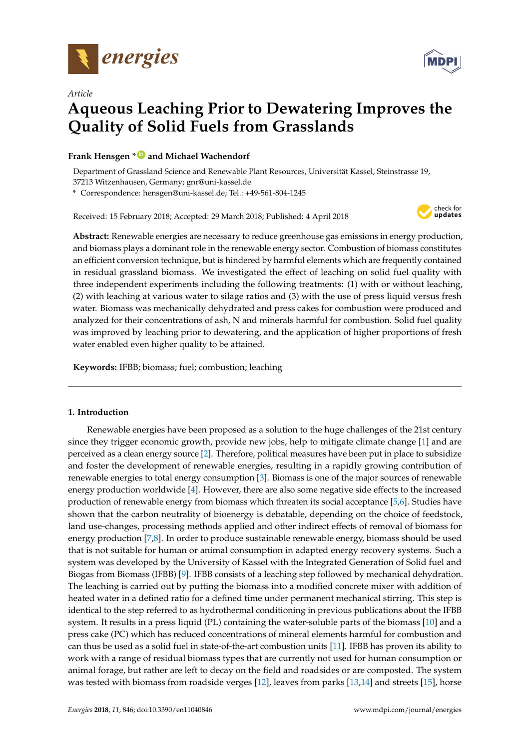*Article*

# Aqueous Leaching Prior to Dewatering Improves the Quality of Solid Fuels from Grasslands

**Frank Hensgen \* and Michael Wachendorf**

Department of Grassland Science and Renewable Plant Resources, Universität Kassel, Steinstrasse 19, 37213 Witzenhausen, Germany; gnr@uni-kassel.de

\* Correspondence: hensgen@uni-kassel.de; Tel.: +49-561-804-1245

Received: 15 February 2018; Accepted: 29 March 2018; Published: 4 April 2018

**Abstract:** Renewable energies are necessary to reduce greenhouse gas emissions in energy production, and biomass plays a dominant role in the renewable energy sector. Combustion of biomass constitutes an efficient conversion technique, but is hindered by harmful elements which are frequently contained in residual grassland biomass. We investigated the effect of leaching on solid fuel quality with three independent experiments including the following treatments: (1) with or without leaching, (2) with leaching at various water to silage ratios and (3) with the use of press liquid versus fresh water. Biomass was mechanically dehydrated and press cakes for combustion were produced and analyzed for their concentrations of ash, N and minerals harmful for combustion. Solid fuel quality was improved by leaching prior to dewatering, and the application of higher proportions of fresh water enabled even higher quality to be attained.

**Keywords:** IFBB; biomass; fuel; combustion; leaching

## 1. Introduction

Renewable energies have been proposed as a solution to the huge challenges of the 21st century since they trigger economic growth, provide new jobs, help to mitigate climate change [1] and are perceived as a clean energy source [2]. Therefore, political measures have been put in place to subsidize and foster the development of renewable energies, resulting in a rapidly growing contribution of renewable energies to total energy consumption [3]. Biomass is one of the major sources of renewable energy production worldwide [4]. However, there are also some negative side effects to the increased production of renewable energy from biomass which threaten its social acceptance [5,6]. Studies have shown that the carbon neutrality of bioenergy is debatable, depending on the choice of feedstock, land use-changes, processing methods applied and other indirect effects of removal of biomass for energy production [7,8]. In order to produce sustainable renewable energy, biomass should be used that is not suitable for human or animal consumption in adapted energy recovery systems. Such a system was developed by the University of Kassel with the Integrated Generation of Solid fuel and Biogas from Biomass (IFBB) [9]. IFBB consists of a leaching step followed by mechanical dehydration. The leaching is carried out by putting the biomass into a modified concrete mixer with addition of heated water in a defined ratio for a defined time under permanent mechanical stirring. This step is identical to the step referred to as hydrothermal conditioning in previous publications about the IFBB system. It results in a press liquid (PL) containing the water-soluble parts of the biomass [10] and a press cake (PC) which has reduced concentrations of mineral elements harmful for combustion and can thus be used as a solid fuel in state-of-the-art combustion units [11]. IFBB has proven its ability to work with a range of residual biomass types that are currently not used for human consumption or animal forage, but rather are left to decay on the field and roadsides or are composted. The system was tested with biomass from roadside verges [12], leaves from parks [13,14] and streets [15], horse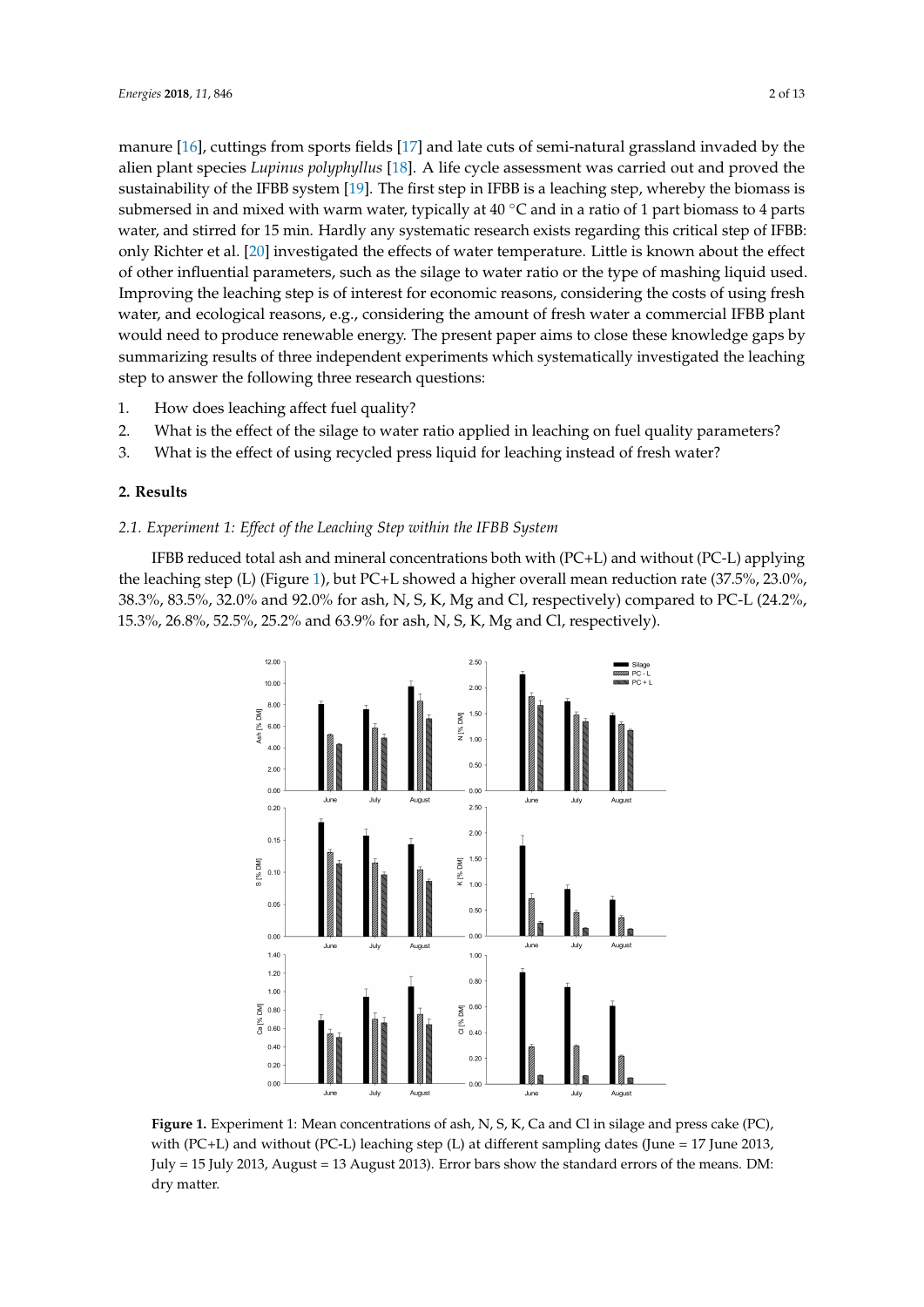manure [16], cuttings from sports fields [17] and late cuts of semi-natural grassland invaded by the alien plant species *Lupinus polyphyllus* [18]. A life cycle assessment was carried out and proved the sustainability of the IFBB system [19]. The first step in IFBB is a leaching step, whereby the biomass is submersed in and mixed with warm water, typically at 40 °C and in a ratio of 1 part biomass to 4 parts water, and stirred for 15 min. Hardly any systematic research exists regarding this critical step of IFBB: only Richter et al. [20] investigated the effects of water temperature. Little is known about the effect of other influential parameters, such as the silage to water ratio or the type of mashing liquid used. Improving the leaching step is of interest for economic reasons, considering the costs of using fresh water, and ecological reasons, e.g., considering the amount of fresh water a commercial IFBB plant would need to produce renewable energy. The present paper aims to close these knowledge gaps by summarizing results of three independent experiments which systematically investigated the leaching step to answer the following three research questions:

1. How does leaching affect fuel quality?
2. What is the effect of the silage to water ratio applied in leaching on fuel quality parameters?
3. What is the effect of using recycled press liquid for leaching instead of fresh water?

## 2. Results

### 2.1. Experiment 1: Effect of the Leaching Step within the IFBB System

IFBB reduced total ash and mineral concentrations both with (PC+L) and without (PC-L) applying the leaching step (L) (Figure 1), but PC+L showed a higher overall mean reduction rate (37.5%, 23.0%, 38.3%, 83.5%, 32.0% and 92.0% for ash, N, S, K, Mg and Cl, respectively) compared to PC-L (24.2%, 15.3%, 26.8%, 52.5%, 25.2% and 63.9% for ash, N, S, K, Mg and Cl, respectively).

**Figure 1.** Experiment 1: Mean concentrations of ash, N, S, K, Ca and Cl in silage and press cake (PC), with (PC+L) and without (PC-L) leaching step (L) at different sampling dates (June = 17 June 2013, July = 15 July 2013, August = 13 August 2013). Error bars show the standard errors of the means. DM: dry matter.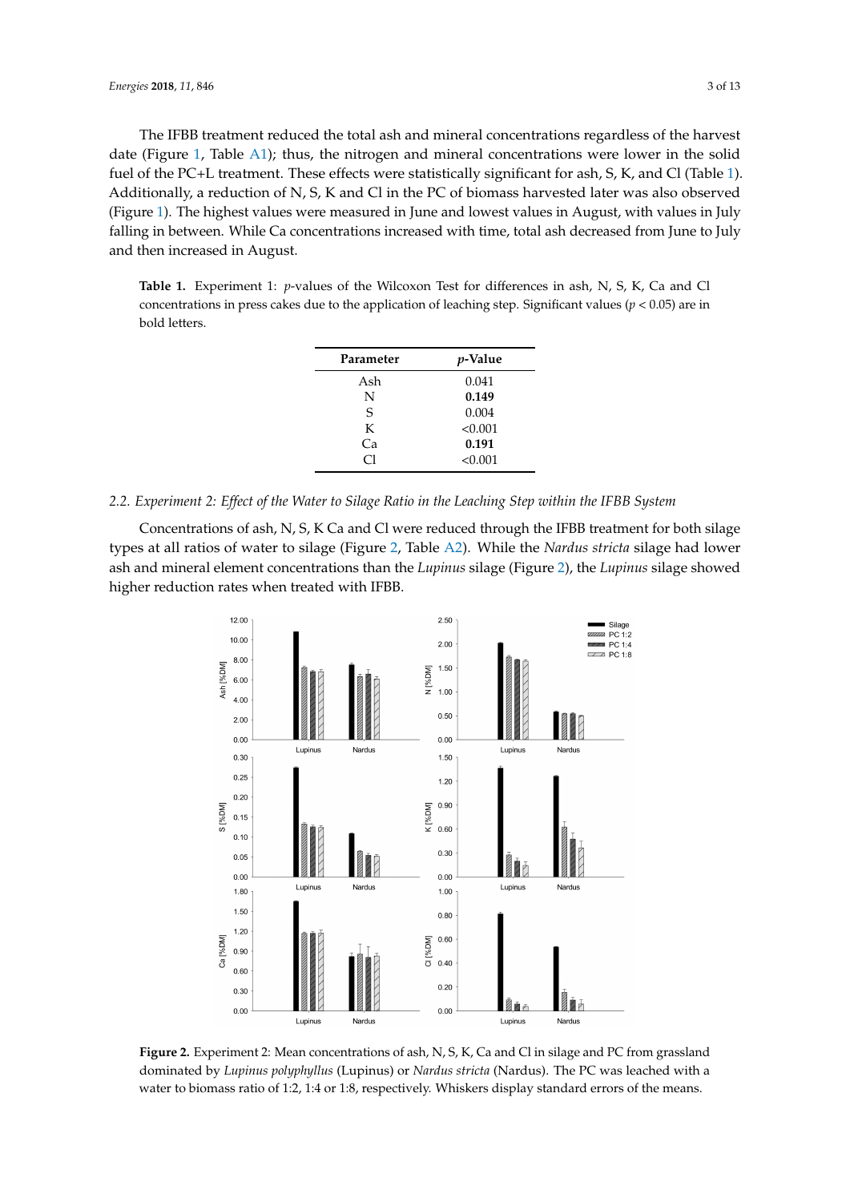The IFBB treatment reduced the total ash and mineral concentrations regardless of the harvest date (Figure 1, Table A1); thus, the nitrogen and mineral concentrations were lower in the solid fuel of the PC+L treatment. These effects were statistically significant for ash, S, K, and Cl (Table 1). Additionally, a reduction of N, S, K and Cl in the PC of biomass harvested later was also observed (Figure 1). The highest values were measured in June and lowest values in August, with values in July falling in between. While Ca concentrations increased with time, total ash decreased from June to July and then increased in August.

**Table 1.** Experiment 1: *p*-values of the Wilcoxon Test for differences in ash, N, S, K, Ca and Cl concentrations in press cakes due to the application of leaching step. Significant values ($p < 0.05$) are in bold letters.

| Parameter | *p*-Value |
| --- | --- |
| Ash | 0.041 |
| N | **0.149** |
| S | 0.004 |
| K | <0.001 |
| Ca | **0.191** |
| Cl | <0.001 |

## 2.2. Experiment 2: Effect of the Water to Silage Ratio in the Leaching Step within the IFBB System

Concentrations of ash, N, S, K Ca and Cl were reduced through the IFBB treatment for both silage types at all ratios of water to silage (Figure 2, Table A2). While the *Nardus stricta* silage had lower ash and mineral element concentrations than the *Lupinus* silage (Figure 2), the *Lupinus* silage showed higher reduction rates when treated with IFBB.

**Figure 2.** Experiment 2: Mean concentrations of ash, N, S, K, Ca and Cl in silage and PC from grassland dominated by *Lupinus polyphyllus* (Lupinus) or *Nardus stricta* (Nardus). The PC was leached with a water to biomass ratio of 1:2, 1:4 or 1:8, respectively. Whiskers display standard errors of the means.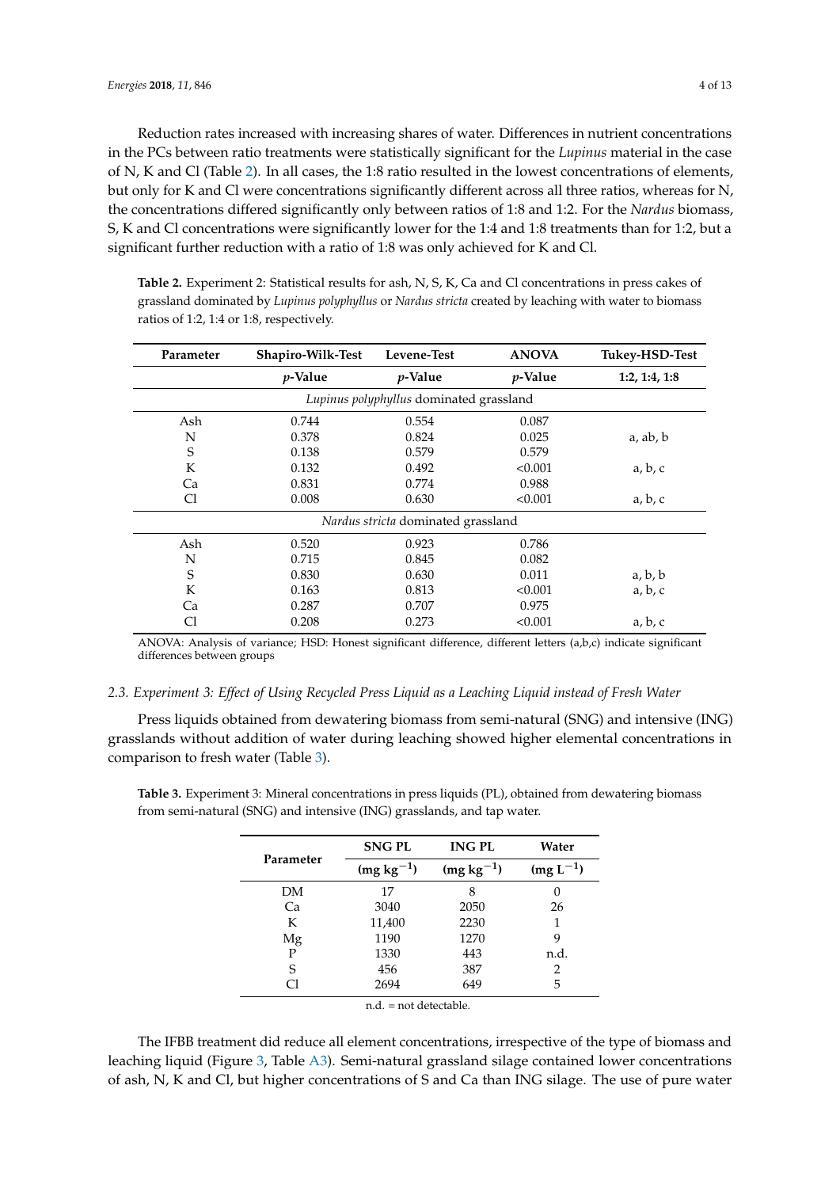Reduction rates increased with increasing shares of water. Differences in nutrient concentrations in the PCs between ratio treatments were statistically significant for the *Lupinus* material in the case of N, K and Cl (Table 2). In all cases, the 1:8 ratio resulted in the lowest concentrations of elements, but only for K and Cl were concentrations significantly different across all three ratios, whereas for N, the concentrations differed significantly only between ratios of 1:8 and 1:2. For the *Nardus* biomass, S, K and Cl concentrations were significantly lower for the 1:4 and 1:8 treatments than for 1:2, but a significant further reduction with a ratio of 1:8 was only achieved for K and Cl.

**Table 2.** Experiment 2: Statistical results for ash, N, S, K, Ca and Cl concentrations in press cakes of grassland dominated by *Lupinus polyphyllus* or *Nardus stricta* created by leaching with water to biomass ratios of 1:2, 1:4 or 1:8, respectively.

| Parameter | Shapiro-Wilk-Test | Levene-Test | ANOVA | Tukey-HSD-Test |
|---|---|---|---|---|
| | *p*-Value | *p*-Value | *p*-Value | 1:2, 1:4, 1:8 |
| *Lupinus polyphyllus* dominated grassland | | | | |
| Ash | 0.744 | 0.554 | 0.087 | |
| N | 0.378 | 0.824 | 0.025 | a, ab, b |
| S | 0.138 | 0.579 | 0.579 | |
| K | 0.132 | 0.492 | <0.001 | a, b, c |
| Ca | 0.831 | 0.774 | 0.988 | |
| Cl | 0.008 | 0.630 | <0.001 | a, b, c |
| *Nardus stricta* dominated grassland | | | | |
| Ash | 0.520 | 0.923 | 0.786 | |
| N | 0.715 | 0.845 | 0.082 | |
| S | 0.830 | 0.630 | 0.011 | a, b, b |
| K | 0.163 | 0.813 | <0.001 | a, b, c |
| Ca | 0.287 | 0.707 | 0.975 | |
| Cl | 0.208 | 0.273 | <0.001 | a, b, c |

ANOVA: Analysis of variance; HSD: Honest significant difference, different letters (a,b,c) indicate significant differences between groups

### 2.3. Experiment 3: Effect of Using Recycled Press Liquid as a Leaching Liquid instead of Fresh Water

Press liquids obtained from dewatering biomass from semi-natural (SNG) and intensive (ING) grasslands without addition of water during leaching showed higher elemental concentrations in comparison to fresh water (Table 3).

**Table 3.** Experiment 3: Mineral concentrations in press liquids (PL), obtained from dewatering biomass from semi-natural (SNG) and intensive (ING) grasslands, and tap water.

| Parameter | SNG PL | ING PL | Water |
|---|---|---|---|
| | (mg kg$^{-1}$) | (mg kg$^{-1}$) | (mg L$^{-1}$) |
| DM | 17 | 8 | 0 |
| Ca | 3040 | 2050 | 26 |
| K | 11,400 | 2230 | 1 |
| Mg | 1190 | 1270 | 9 |
| P | 1330 | 443 | n.d. |
| S | 456 | 387 | 2 |
| Cl | 2694 | 649 | 5 |

n.d. = not detectable.

The IFBB treatment did reduce all element concentrations, irrespective of the type of biomass and leaching liquid (Figure 3, Table A3). Semi-natural grassland silage contained lower concentrations of ash, N, K and Cl, but higher concentrations of S and Ca than ING silage. The use of pure water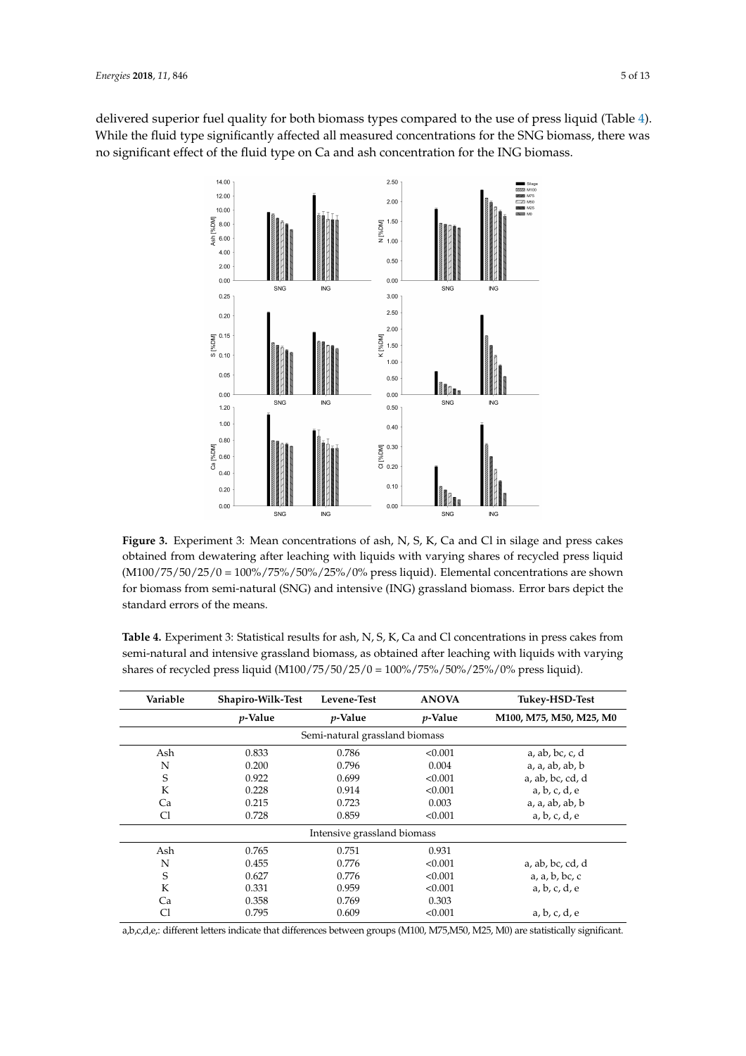delivered superior fuel quality for both biomass types compared to the use of press liquid (Table 4). While the fluid type significantly affected all measured concentrations for the SNG biomass, there was no significant effect of the fluid type on Ca and ash concentration for the ING biomass.

**Figure 3.** Experiment 3: Mean concentrations of ash, N, S, K, Ca and Cl in silage and press cakes obtained from dewatering after leaching with liquids with varying shares of recycled press liquid (M100/75/50/25/0 = 100%/75%/50%/25%/0% press liquid). Elemental concentrations are shown for biomass from semi-natural (SNG) and intensive (ING) grassland biomass. Error bars depict the standard errors of the means.

**Table 4.** Experiment 3: Statistical results for ash, N, S, K, Ca and Cl concentrations in press cakes from semi-natural and intensive grassland biomass, as obtained after leaching with liquids with varying shares of recycled press liquid (M100/75/50/25/0 = 100%/75%/50%/25%/0% press liquid).

| Variable | Shapiro-Wilk-Test | Levene-Test | ANOVA | Tukey-HSD-Test |
|---|---|---|---|---|
| | *p*-Value | *p*-Value | *p*-Value | M100, M75, M50, M25, M0 |
| | | Semi-natural grassland biomass | | |
| Ash | 0.833 | 0.786 | <0.001 | a, ab, bc, c, d |
| N | 0.200 | 0.796 | 0.004 | a, a, ab, ab, b |
| S | 0.922 | 0.699 | <0.001 | a, ab, bc, cd, d |
| K | 0.228 | 0.914 | <0.001 | a, b, c, d, e |
| Ca | 0.215 | 0.723 | 0.003 | a, a, ab, ab, b |
| Cl | 0.728 | 0.859 | <0.001 | a, b, c, d, e |
| | | Intensive grassland biomass | | |
| Ash | 0.765 | 0.751 | 0.931 | |
| N | 0.455 | 0.776 | <0.001 | a, ab, bc, cd, d |
| S | 0.627 | 0.776 | <0.001 | a, a, b, bc, c |
| K | 0.331 | 0.959 | <0.001 | a, b, c, d, e |
| Ca | 0.358 | 0.769 | 0.303 | |
| Cl | 0.795 | 0.609 | <0.001 | a, b, c, d, e |

a,b,c,d,e,: different letters indicate that differences between groups (M100, M75,M50, M25, M0) are statistically significant.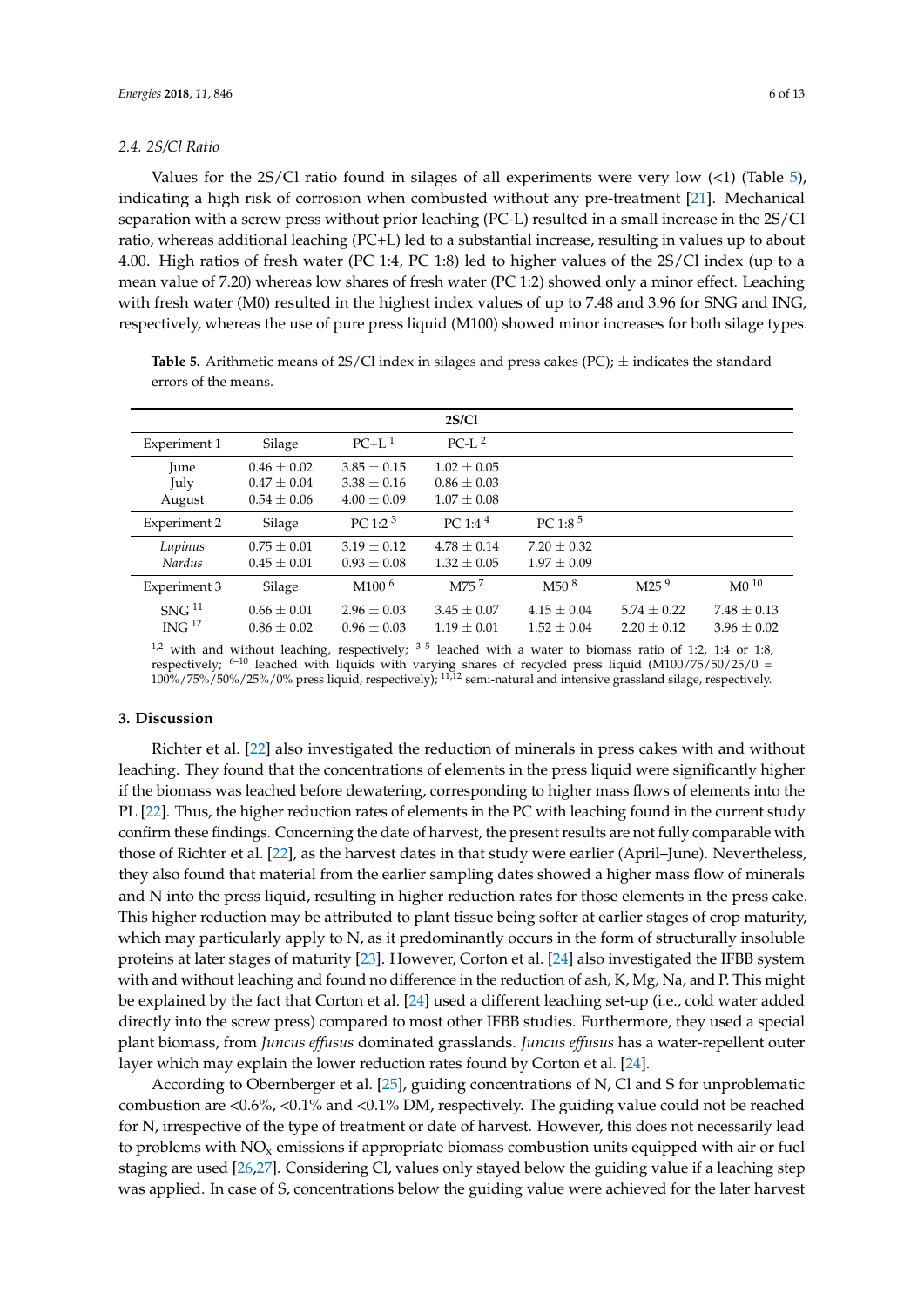### 2.4. 2S/Cl Ratio

Values for the 2S/Cl ratio found in silages of all experiments were very low (<1) (Table 5), indicating a high risk of corrosion when combusted without any pre-treatment [21]. Mechanical separation with a screw press without prior leaching (PC-L) resulted in a small increase in the 2S/Cl ratio, whereas additional leaching (PC+L) led to a substantial increase, resulting in values up to about 4.00. High ratios of fresh water (PC 1:4, PC 1:8) led to higher values of the 2S/Cl index (up to a mean value of 7.20) whereas low shares of fresh water (PC 1:2) showed only a minor effect. Leaching with fresh water (M0) resulted in the highest index values of up to 7.48 and 3.96 for SNG and ING, respectively, whereas the use of pure press liquid (M100) showed minor increases for both silage types.

**Table 5.** Arithmetic means of 2S/Cl index in silages and press cakes (PC); ± indicates the standard errors of the means.

| | | **2S/Cl** | | | | |
|---|---|---|---|---|---|---|
| Experiment 1 | Silage | PC+L [1] | PC-L [2] | | | |
| June | 0.46 ± 0.02 | 3.85 ± 0.15 | 1.02 ± 0.05 | | | |
| July | 0.47 ± 0.04 | 3.38 ± 0.16 | 0.86 ± 0.03 | | | |
| August | 0.54 ± 0.06 | 4.00 ± 0.09 | 1.07 ± 0.08 | | | |
| Experiment 2 | Silage | PC 1:2 [3] | PC 1:4 [4] | PC 1:8 [5] | | |
| *Lupinus* | 0.75 ± 0.01 | 3.19 ± 0.12 | 4.78 ± 0.14 | 7.20 ± 0.32 | | |
| *Nardus* | 0.45 ± 0.01 | 0.93 ± 0.08 | 1.32 ± 0.05 | 1.97 ± 0.09 | | |
| Experiment 3 | Silage | M100 [6] | M75 [7] | M50 [8] | M25 [9] | M0 [10] |
| SNG [11] | 0.66 ± 0.01 | 2.96 ± 0.03 | 3.45 ± 0.07 | 4.15 ± 0.04 | 5.74 ± 0.22 | 7.48 ± 0.13 |
| ING [12] | 0.86 ± 0.02 | 0.96 ± 0.03 | 1.19 ± 0.01 | 1.52 ± 0.04 | 2.20 ± 0.12 | 3.96 ± 0.02 |

[1,2] with and without leaching, respectively; [3–5] leached with a water to biomass ratio of 1:2, 1:4 or 1:8, respectively; [6–10] leached with liquids with varying shares of recycled press liquid (M100/75/50/25/0 = 100%/75%/50%/25%/0% press liquid, respectively); [11,12] semi-natural and intensive grassland silage, respectively.

## 3. Discussion

Richter et al. [22] also investigated the reduction of minerals in press cakes with and without leaching. They found that the concentrations of elements in the press liquid were significantly higher if the biomass was leached before dewatering, corresponding to higher mass flows of elements into the PL [22]. Thus, the higher reduction rates of elements in the PC with leaching found in the current study confirm these findings. Concerning the date of harvest, the present results are not fully comparable with those of Richter et al. [22], as the harvest dates in that study were earlier (April–June). Nevertheless, they also found that material from the earlier sampling dates showed a higher mass flow of minerals and N into the press liquid, resulting in higher reduction rates for those elements in the press cake. This higher reduction may be attributed to plant tissue being softer at earlier stages of crop maturity, which may particularly apply to N, as it predominantly occurs in the form of structurally insoluble proteins at later stages of maturity [23]. However, Corton et al. [24] also investigated the IFBB system with and without leaching and found no difference in the reduction of ash, K, Mg, Na, and P. This might be explained by the fact that Corton et al. [24] used a different leaching set-up (i.e., cold water added directly into the screw press) compared to most other IFBB studies. Furthermore, they used a special plant biomass, from *Juncus effusus* dominated grasslands. *Juncus effusus* has a water-repellent outer layer which may explain the lower reduction rates found by Corton et al. [24].

According to Obernberger et al. [25], guiding concentrations of N, Cl and S for unproblematic combustion are <0.6%, <0.1% and <0.1% DM, respectively. The guiding value could not be reached for N, irrespective of the type of treatment or date of harvest. However, this does not necessarily lead to problems with $NO_x$ emissions if appropriate biomass combustion units equipped with air or fuel staging are used [26,27]. Considering Cl, values only stayed below the guiding value if a leaching step was applied. In case of S, concentrations below the guiding value were achieved for the later harvest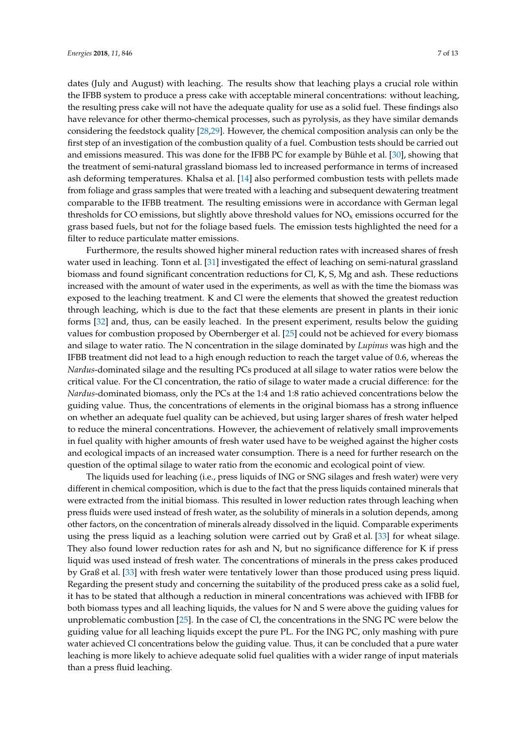dates (July and August) with leaching. The results show that leaching plays a crucial role within the IFBB system to produce a press cake with acceptable mineral concentrations: without leaching, the resulting press cake will not have the adequate quality for use as a solid fuel. These findings also have relevance for other thermo-chemical processes, such as pyrolysis, as they have similar demands considering the feedstock quality [28,29]. However, the chemical composition analysis can only be the first step of an investigation of the combustion quality of a fuel. Combustion tests should be carried out and emissions measured. This was done for the IFBB PC for example by Bühle et al. [30], showing that the treatment of semi-natural grassland biomass led to increased performance in terms of increased ash deforming temperatures. Khalsa et al. [14] also performed combustion tests with pellets made from foliage and grass samples that were treated with a leaching and subsequent dewatering treatment comparable to the IFBB treatment. The resulting emissions were in accordance with German legal thresholds for CO emissions, but slightly above threshold values for $NO_x$ emissions occurred for the grass based fuels, but not for the foliage based fuels. The emission tests highlighted the need for a filter to reduce particulate matter emissions.

Furthermore, the results showed higher mineral reduction rates with increased shares of fresh water used in leaching. Tonn et al. [31] investigated the effect of leaching on semi-natural grassland biomass and found significant concentration reductions for Cl, K, S, Mg and ash. These reductions increased with the amount of water used in the experiments, as well as with the time the biomass was exposed to the leaching treatment. K and Cl were the elements that showed the greatest reduction through leaching, which is due to the fact that these elements are present in plants in their ionic forms [32] and, thus, can be easily leached. In the present experiment, results below the guiding values for combustion proposed by Obernberger et al. [25] could not be achieved for every biomass and silage to water ratio. The N concentration in the silage dominated by *Lupinus* was high and the IFBB treatment did not lead to a high enough reduction to reach the target value of 0.6, whereas the *Nardus*-dominated silage and the resulting PCs produced at all silage to water ratios were below the critical value. For the Cl concentration, the ratio of silage to water made a crucial difference: for the *Nardus*-dominated biomass, only the PCs at the 1:4 and 1:8 ratio achieved concentrations below the guiding value. Thus, the concentrations of elements in the original biomass has a strong influence on whether an adequate fuel quality can be achieved, but using larger shares of fresh water helped to reduce the mineral concentrations. However, the achievement of relatively small improvements in fuel quality with higher amounts of fresh water used have to be weighed against the higher costs and ecological impacts of an increased water consumption. There is a need for further research on the question of the optimal silage to water ratio from the economic and ecological point of view.

The liquids used for leaching (i.e., press liquids of ING or SNG silages and fresh water) were very different in chemical composition, which is due to the fact that the press liquids contained minerals that were extracted from the initial biomass. This resulted in lower reduction rates through leaching when press fluids were used instead of fresh water, as the solubility of minerals in a solution depends, among other factors, on the concentration of minerals already dissolved in the liquid. Comparable experiments using the press liquid as a leaching solution were carried out by Graß et al. [33] for wheat silage. They also found lower reduction rates for ash and N, but no significance difference for K if press liquid was used instead of fresh water. The concentrations of minerals in the press cakes produced by Graß et al. [33] with fresh water were tentatively lower than those produced using press liquid. Regarding the present study and concerning the suitability of the produced press cake as a solid fuel, it has to be stated that although a reduction in mineral concentrations was achieved with IFBB for both biomass types and all leaching liquids, the values for N and S were above the guiding values for unproblematic combustion [25]. In the case of Cl, the concentrations in the SNG PC were below the guiding value for all leaching liquids except the pure PL. For the ING PC, only mashing with pure water achieved Cl concentrations below the guiding value. Thus, it can be concluded that a pure water leaching is more likely to achieve adequate solid fuel qualities with a wider range of input materials than a press fluid leaching.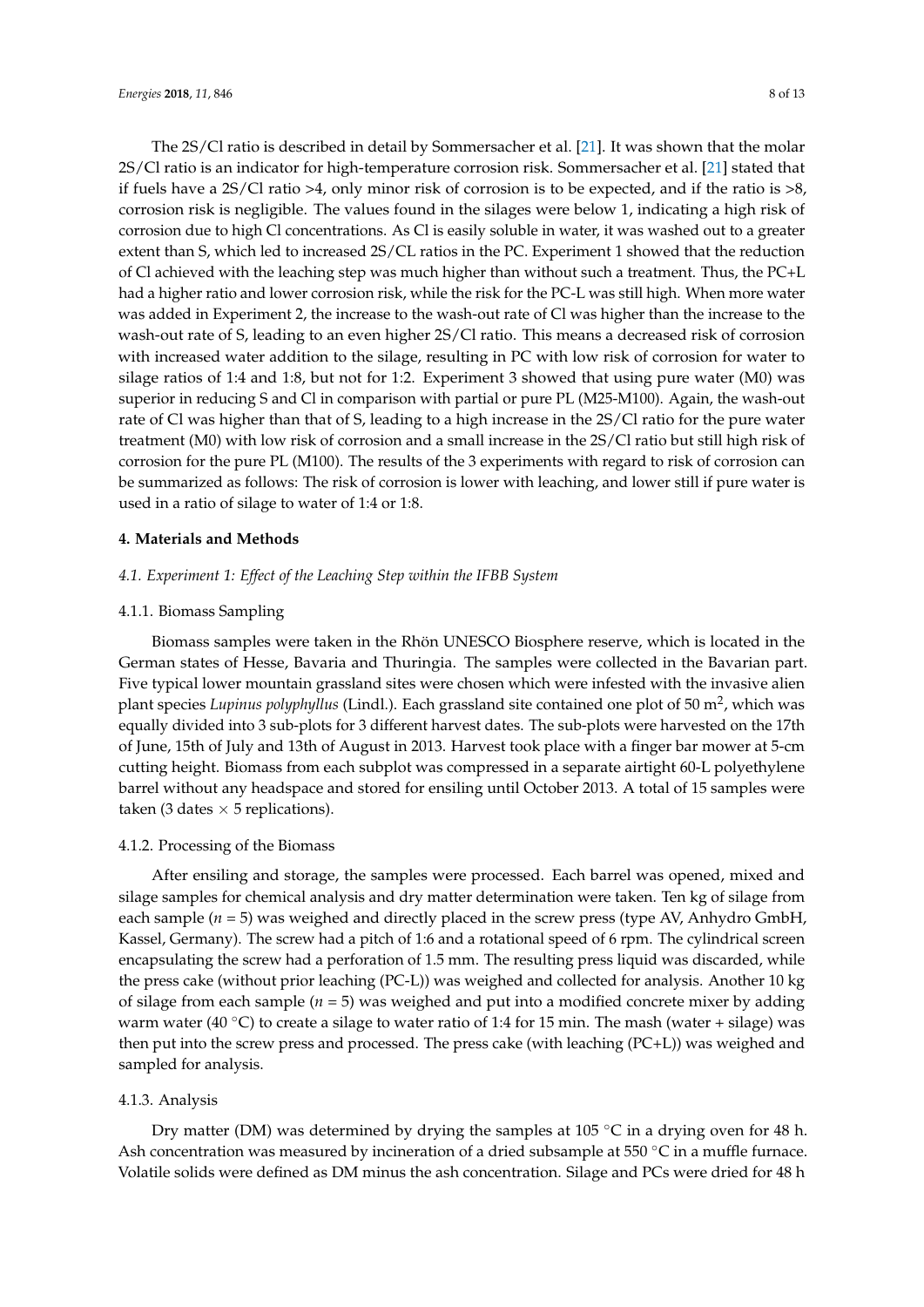The 2S/Cl ratio is described in detail by Sommersacher et al. [21]. It was shown that the molar 2S/Cl ratio is an indicator for high-temperature corrosion risk. Sommersacher et al. [21] stated that if fuels have a 2S/Cl ratio >4, only minor risk of corrosion is to be expected, and if the ratio is >8, corrosion risk is negligible. The values found in the silages were below 1, indicating a high risk of corrosion due to high Cl concentrations. As Cl is easily soluble in water, it was washed out to a greater extent than S, which led to increased 2S/CL ratios in the PC. Experiment 1 showed that the reduction of Cl achieved with the leaching step was much higher than without such a treatment. Thus, the PC+L had a higher ratio and lower corrosion risk, while the risk for the PC-L was still high. When more water was added in Experiment 2, the increase to the wash-out rate of Cl was higher than the increase to the wash-out rate of S, leading to an even higher 2S/Cl ratio. This means a decreased risk of corrosion with increased water addition to the silage, resulting in PC with low risk of corrosion for water to silage ratios of 1:4 and 1:8, but not for 1:2. Experiment 3 showed that using pure water (M0) was superior in reducing S and Cl in comparison with partial or pure PL (M25-M100). Again, the wash-out rate of Cl was higher than that of S, leading to a high increase in the 2S/Cl ratio for the pure water treatment (M0) with low risk of corrosion and a small increase in the 2S/Cl ratio but still high risk of corrosion for the pure PL (M100). The results of the 3 experiments with regard to risk of corrosion can be summarized as follows: The risk of corrosion is lower with leaching, and lower still if pure water is used in a ratio of silage to water of 1:4 or 1:8.

## 4. Materials and Methods

### *4.1. Experiment 1: Effect of the Leaching Step within the IFBB System*

#### 4.1.1. Biomass Sampling

Biomass samples were taken in the Rhön UNESCO Biosphere reserve, which is located in the German states of Hesse, Bavaria and Thuringia. The samples were collected in the Bavarian part. Five typical lower mountain grassland sites were chosen which were infested with the invasive alien plant species *Lupinus polyphyllus* (Lindl.). Each grassland site contained one plot of 50 $m^2$, which was equally divided into 3 sub-plots for 3 different harvest dates. The sub-plots were harvested on the 17th of June, 15th of July and 13th of August in 2013. Harvest took place with a finger bar mower at 5-cm cutting height. Biomass from each subplot was compressed in a separate airtight 60-L polyethylene barrel without any headspace and stored for ensiling until October 2013. A total of 15 samples were taken (3 dates × 5 replications).

#### 4.1.2. Processing of the Biomass

After ensiling and storage, the samples were processed. Each barrel was opened, mixed and silage samples for chemical analysis and dry matter determination were taken. Ten kg of silage from each sample ($n = 5$) was weighed and directly placed in the screw press (type AV, Anhydro GmbH, Kassel, Germany). The screw had a pitch of 1:6 and a rotational speed of 6 rpm. The cylindrical screen encapsulating the screw had a perforation of 1.5 mm. The resulting press liquid was discarded, while the press cake (without prior leaching (PC-L)) was weighed and collected for analysis. Another 10 kg of silage from each sample ($n = 5$) was weighed and put into a modified concrete mixer by adding warm water (40 °C) to create a silage to water ratio of 1:4 for 15 min. The mash (water + silage) was then put into the screw press and processed. The press cake (with leaching (PC+L)) was weighed and sampled for analysis.

#### 4.1.3. Analysis

Dry matter (DM) was determined by drying the samples at 105 °C in a drying oven for 48 h. Ash concentration was measured by incineration of a dried subsample at 550 °C in a muffle furnace. Volatile solids were defined as DM minus the ash concentration. Silage and PCs were dried for 48 h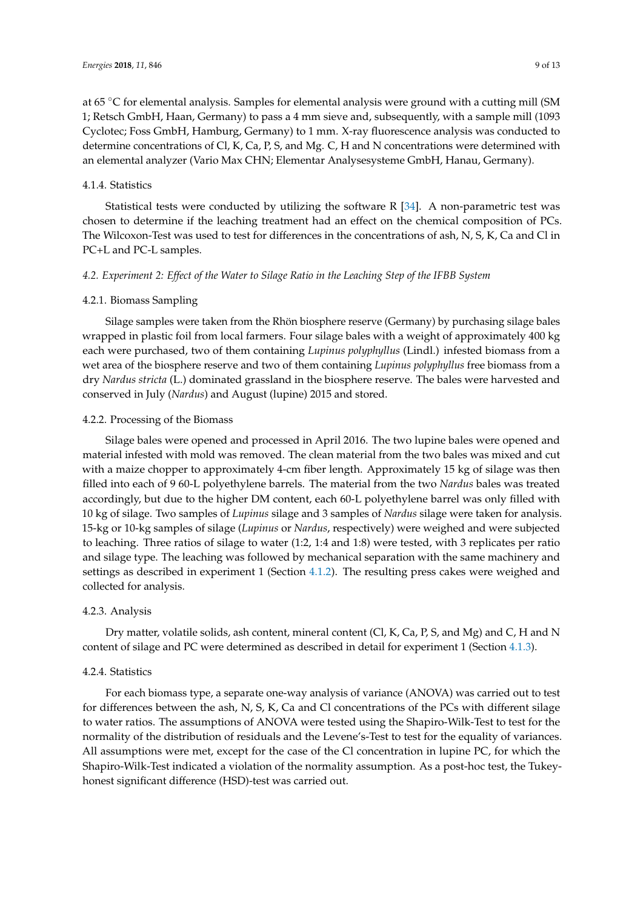at 65 °C for elemental analysis. Samples for elemental analysis were ground with a cutting mill (SM 1; Retsch GmbH, Haan, Germany) to pass a 4 mm sieve and, subsequently, with a sample mill (1093 Cyclotec; Foss GmbH, Hamburg, Germany) to 1 mm. X-ray fluorescence analysis was conducted to determine concentrations of Cl, K, Ca, P, S, and Mg. C, H and N concentrations were determined with an elemental analyzer (Vario Max CHN; Elementar Analysesysteme GmbH, Hanau, Germany).

#### 4.1.4. Statistics

Statistical tests were conducted by utilizing the software R [34]. A non-parametric test was chosen to determine if the leaching treatment had an effect on the chemical composition of PCs. The Wilcoxon-Test was used to test for differences in the concentrations of ash, N, S, K, Ca and Cl in PC+L and PC-L samples.

### *4.2. Experiment 2: Effect of the Water to Silage Ratio in the Leaching Step of the IFBB System*

#### 4.2.1. Biomass Sampling

Silage samples were taken from the Rhön biosphere reserve (Germany) by purchasing silage bales wrapped in plastic foil from local farmers. Four silage bales with a weight of approximately 400 kg each were purchased, two of them containing *Lupinus polyphyllus* (Lindl.) infested biomass from a wet area of the biosphere reserve and two of them containing *Lupinus polyphyllus* free biomass from a dry *Nardus stricta* (L.) dominated grassland in the biosphere reserve. The bales were harvested and conserved in July (*Nardus*) and August (lupine) 2015 and stored.

#### 4.2.2. Processing of the Biomass

Silage bales were opened and processed in April 2016. The two lupine bales were opened and material infested with mold was removed. The clean material from the two bales was mixed and cut with a maize chopper to approximately 4-cm fiber length. Approximately 15 kg of silage was then filled into each of 9 60-L polyethylene barrels. The material from the two *Nardus* bales was treated accordingly, but due to the higher DM content, each 60-L polyethylene barrel was only filled with 10 kg of silage. Two samples of *Lupinus* silage and 3 samples of *Nardus* silage were taken for analysis. 15-kg or 10-kg samples of silage (*Lupinus* or *Nardus*, respectively) were weighed and were subjected to leaching. Three ratios of silage to water (1:2, 1:4 and 1:8) were tested, with 3 replicates per ratio and silage type. The leaching was followed by mechanical separation with the same machinery and settings as described in experiment 1 (Section 4.1.2). The resulting press cakes were weighed and collected for analysis.

#### 4.2.3. Analysis

Dry matter, volatile solids, ash content, mineral content (Cl, K, Ca, P, S, and Mg) and C, H and N content of silage and PC were determined as described in detail for experiment 1 (Section 4.1.3).

#### 4.2.4. Statistics

For each biomass type, a separate one-way analysis of variance (ANOVA) was carried out to test for differences between the ash, N, S, K, Ca and Cl concentrations of the PCs with different silage to water ratios. The assumptions of ANOVA were tested using the Shapiro-Wilk-Test to test for the normality of the distribution of residuals and the Levene's-Test to test for the equality of variances. All assumptions were met, except for the case of the Cl concentration in lupine PC, for which the Shapiro-Wilk-Test indicated a violation of the normality assumption. As a post-hoc test, the Tukey-honest significant difference (HSD)-test was carried out.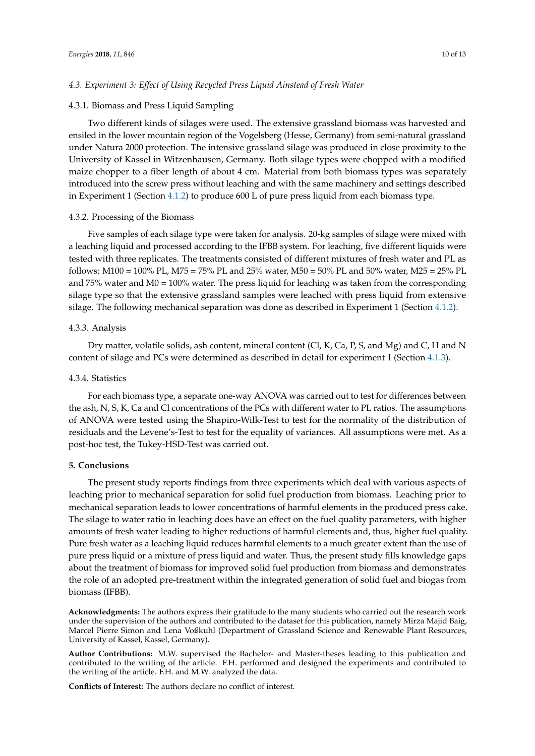### 4.3. Experiment 3: Effect of Using Recycled Press Liquid Ainstead of Fresh Water

#### 4.3.1. Biomass and Press Liquid Sampling

Two different kinds of silages were used. The extensive grassland biomass was harvested and ensiled in the lower mountain region of the Vogelsberg (Hesse, Germany) from semi-natural grassland under Natura 2000 protection. The intensive grassland silage was produced in close proximity to the University of Kassel in Witzenhausen, Germany. Both silage types were chopped with a modified maize chopper to a fiber length of about 4 cm. Material from both biomass types was separately introduced into the screw press without leaching and with the same machinery and settings described in Experiment 1 (Section 4.1.2) to produce 600 L of pure press liquid from each biomass type.

#### 4.3.2. Processing of the Biomass

Five samples of each silage type were taken for analysis. 20-kg samples of silage were mixed with a leaching liquid and processed according to the IFBB system. For leaching, five different liquids were tested with three replicates. The treatments consisted of different mixtures of fresh water and PL as follows: M100 = 100% PL, M75 = 75% PL and 25% water, M50 = 50% PL and 50% water, M25 = 25% PL and 75% water and M0 = 100% water. The press liquid for leaching was taken from the corresponding silage type so that the extensive grassland samples were leached with press liquid from extensive silage. The following mechanical separation was done as described in Experiment 1 (Section 4.1.2).

#### 4.3.3. Analysis

Dry matter, volatile solids, ash content, mineral content (Cl, K, Ca, P, S, and Mg) and C, H and N content of silage and PCs were determined as described in detail for experiment 1 (Section 4.1.3).

#### 4.3.4. Statistics

For each biomass type, a separate one-way ANOVA was carried out to test for differences between the ash, N, S, K, Ca and Cl concentrations of the PCs with different water to PL ratios. The assumptions of ANOVA were tested using the Shapiro-Wilk-Test to test for the normality of the distribution of residuals and the Levene's-Test to test for the equality of variances. All assumptions were met. As a post-hoc test, the Tukey-HSD-Test was carried out.

## 5. Conclusions

The present study reports findings from three experiments which deal with various aspects of leaching prior to mechanical separation for solid fuel production from biomass. Leaching prior to mechanical separation leads to lower concentrations of harmful elements in the produced press cake. The silage to water ratio in leaching does have an effect on the fuel quality parameters, with higher amounts of fresh water leading to higher reductions of harmful elements and, thus, higher fuel quality. Pure fresh water as a leaching liquid reduces harmful elements to a much greater extent than the use of pure press liquid or a mixture of press liquid and water. Thus, the present study fills knowledge gaps about the treatment of biomass for improved solid fuel production from biomass and demonstrates the role of an adopted pre-treatment within the integrated generation of solid fuel and biogas from biomass (IFBB).

**Acknowledgments:** The authors express their gratitude to the many students who carried out the research work under the supervision of the authors and contributed to the dataset for this publication, namely Mirza Majid Baig, Marcel Pierre Simon and Lena Voßkuhl (Department of Grassland Science and Renewable Plant Resources, University of Kassel, Kassel, Germany).

**Author Contributions:** M.W. supervised the Bachelor- and Master-theses leading to this publication and contributed to the writing of the article. F.H. performed and designed the experiments and contributed to the writing of the article. F.H. and M.W. analyzed the data.

**Conflicts of Interest:** The authors declare no conflict of interest.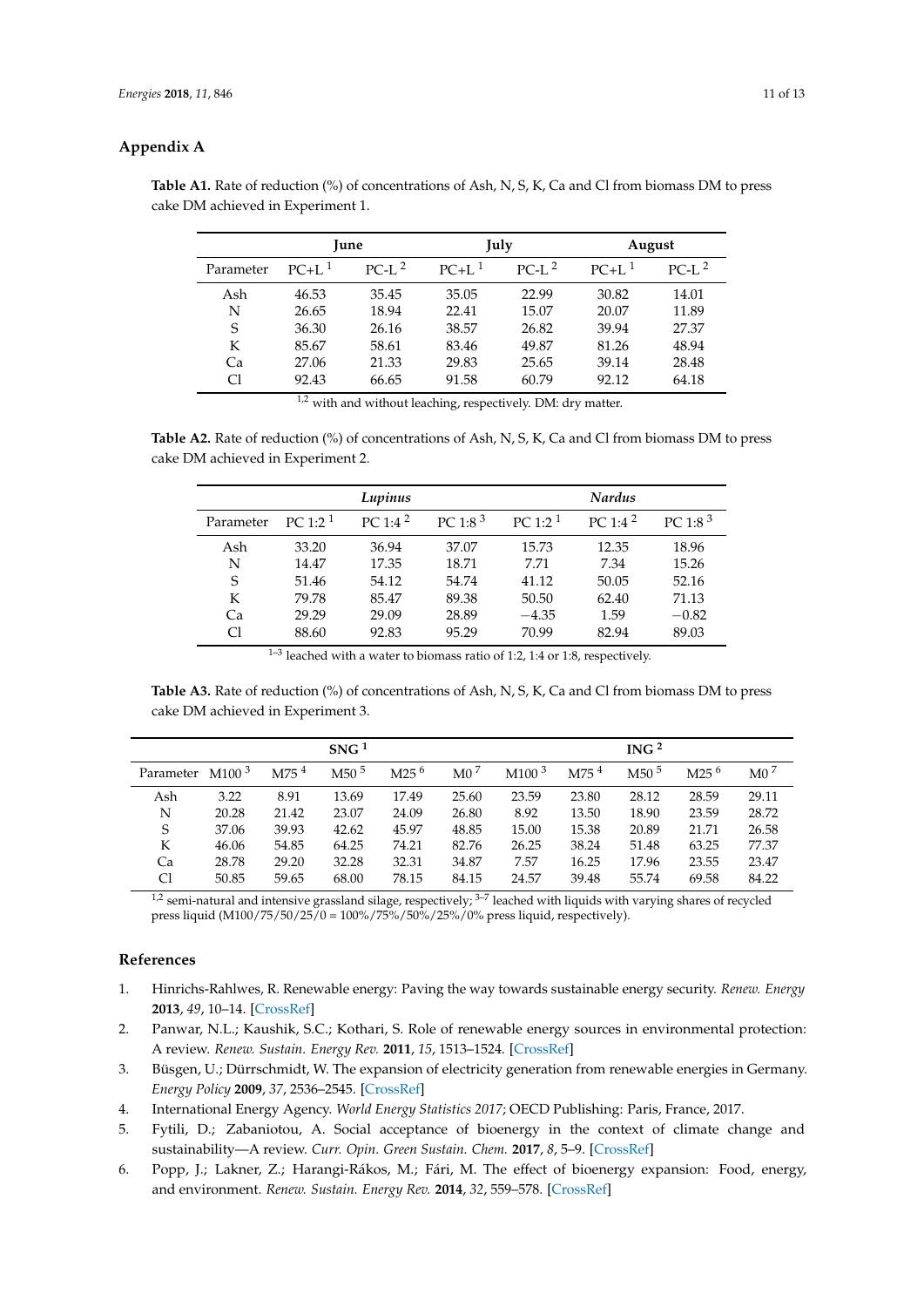## Appendix A

**Table A1.** Rate of reduction (%) of concentrations of Ash, N, S, K, Ca and Cl from biomass DM to press cake DM achieved in Experiment 1.

| | June | | July | | August | |
|---|---|---|---|---|---|---|
| Parameter | PC+L [1] | PC-L [2] | PC+L [1] | PC-L [2] | PC+L [1] | PC-L [2] |
| Ash | 46.53 | 35.45 | 35.05 | 22.99 | 30.82 | 14.01 |
| N | 26.65 | 18.94 | 22.41 | 15.07 | 20.07 | 11.89 |
| S | 36.30 | 26.16 | 38.57 | 26.82 | 39.94 | 27.37 |
| K | 85.67 | 58.61 | 83.46 | 49.87 | 81.26 | 48.94 |
| Ca | 27.06 | 21.33 | 29.83 | 25.65 | 39.14 | 28.48 |
| Cl | 92.43 | 66.65 | 91.58 | 60.79 | 92.12 | 64.18 |

[1,2] with and without leaching, respectively. DM: dry matter.

**Table A2.** Rate of reduction (%) of concentrations of Ash, N, S, K, Ca and Cl from biomass DM to press cake DM achieved in Experiment 2.

| | *Lupinus* | | | *Nardus* | | |
|---|---|---|---|---|---|---|
| Parameter | PC 1:2 [1] | PC 1:4 [2] | PC 1:8 [3] | PC 1:2 [1] | PC 1:4 [2] | PC 1:8 [3] |
| Ash | 33.20 | 36.94 | 37.07 | 15.73 | 12.35 | 18.96 |
| N | 14.47 | 17.35 | 18.71 | 7.71 | 7.34 | 15.26 |
| S | 51.46 | 54.12 | 54.74 | 41.12 | 50.05 | 52.16 |
| K | 79.78 | 85.47 | 89.38 | 50.50 | 62.40 | 71.13 |
| Ca | 29.29 | 29.09 | 28.89 | −4.35 | 1.59 | −0.82 |
| Cl | 88.60 | 92.83 | 95.29 | 70.99 | 82.94 | 89.03 |

[1–3] leached with a water to biomass ratio of 1:2, 1:4 or 1:8, respectively.

**Table A3.** Rate of reduction (%) of concentrations of Ash, N, S, K, Ca and Cl from biomass DM to press cake DM achieved in Experiment 3.

| | SNG [1] | | | | | ING [2] | | | | |
|---|---|---|---|---|---|---|---|---|---|---|
| Parameter | M100 [3] | M75 [4] | M50 [5] | M25 [6] | M0 [7] | M100 [3] | M75 [4] | M50 [5] | M25 [6] | M0 [7] |
| Ash | 3.22 | 8.91 | 13.69 | 17.49 | 25.60 | 23.59 | 23.80 | 28.12 | 28.59 | 29.11 |
| N | 20.28 | 21.42 | 23.07 | 24.09 | 26.80 | 8.92 | 13.50 | 18.90 | 23.59 | 28.72 |
| S | 37.06 | 39.93 | 42.62 | 45.97 | 48.85 | 15.00 | 15.38 | 20.89 | 21.71 | 26.58 |
| K | 46.06 | 54.85 | 64.25 | 74.21 | 82.76 | 26.25 | 38.24 | 51.48 | 63.25 | 77.37 |
| Ca | 28.78 | 29.20 | 32.28 | 32.31 | 34.87 | 7.57 | 16.25 | 17.96 | 23.55 | 23.47 |
| Cl | 50.85 | 59.65 | 68.00 | 78.15 | 84.15 | 24.57 | 39.48 | 55.74 | 69.58 | 84.22 |

[1,2] semi-natural and intensive grassland silage, respectively; [3–7] leached with liquids with varying shares of recycled press liquid (M100/75/50/25/0 = 100%/75%/50%/25%/0% press liquid, respectively).

## References

1. Hinrichs-Rahlwes, R. Renewable energy: Paving the way towards sustainable energy security. *Renew. Energy* **2013**, *49*, 10–14. [CrossRef]
2. Panwar, N.L.; Kaushik, S.C.; Kothari, S. Role of renewable energy sources in environmental protection: A review. *Renew. Sustain. Energy Rev.* **2011**, *15*, 1513–1524. [CrossRef]
3. Büsgen, U.; Dürrschmidt, W. The expansion of electricity generation from renewable energies in Germany. *Energy Policy* **2009**, *37*, 2536–2545. [CrossRef]
4. International Energy Agency. *World Energy Statistics 2017*; OECD Publishing: Paris, France, 2017.
5. Fytili, D.; Zabaniotou, A. Social acceptance of bioenergy in the context of climate change and sustainability—A review. *Curr. Opin. Green Sustain. Chem.* **2017**, *8*, 5–9. [CrossRef]
6. Popp, J.; Lakner, Z.; Harangi-Rákos, M.; Fári, M. The effect of bioenergy expansion: Food, energy, and environment. *Renew. Sustain. Energy Rev.* **2014**, *32*, 559–578. [CrossRef]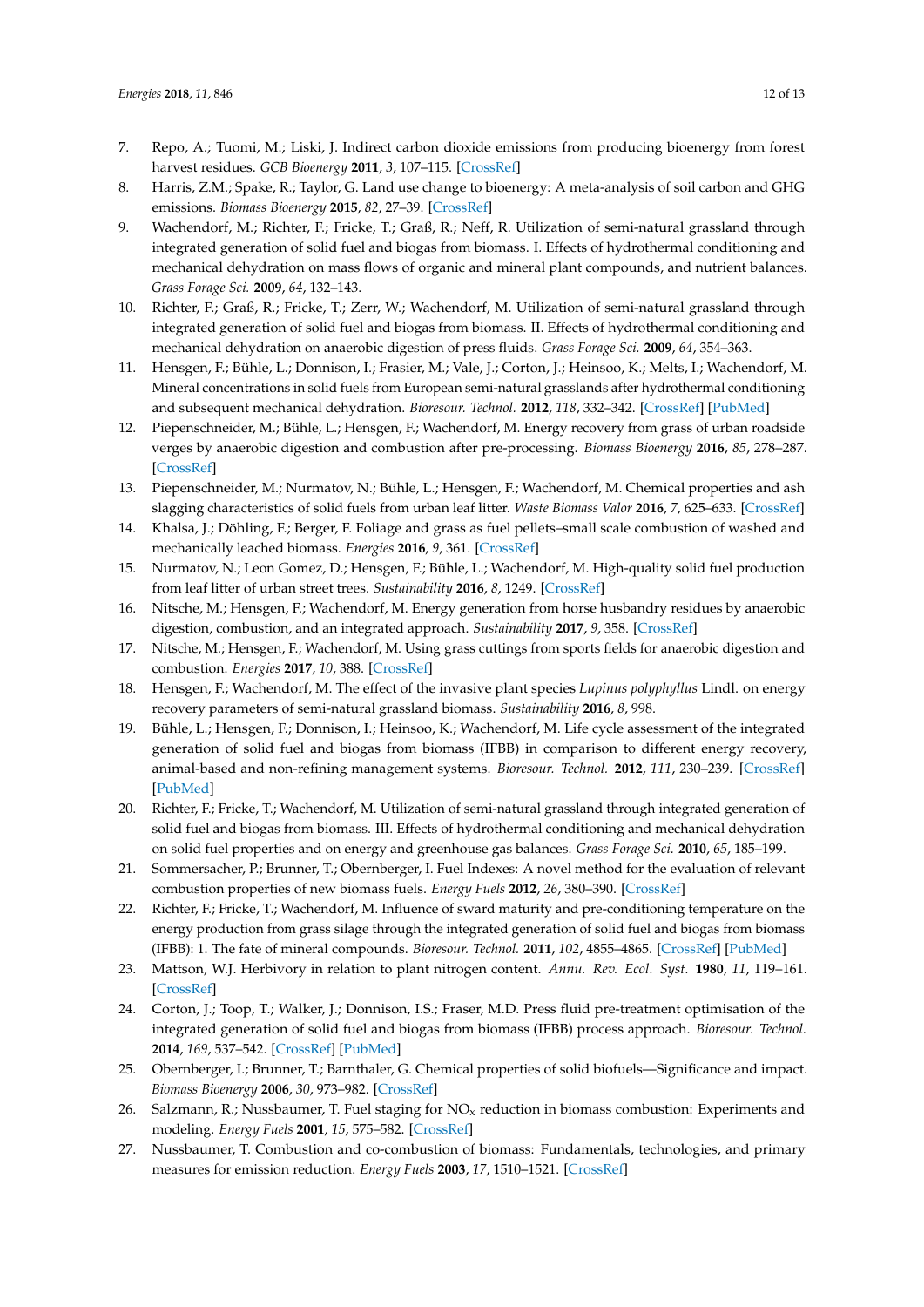7. Repo, A.; Tuomi, M.; Liski, J. Indirect carbon dioxide emissions from producing bioenergy from forest harvest residues. *GCB Bioenergy* **2011**, *3*, 107–115. [CrossRef]
8. Harris, Z.M.; Spake, R.; Taylor, G. Land use change to bioenergy: A meta-analysis of soil carbon and GHG emissions. *Biomass Bioenergy* **2015**, *82*, 27–39. [CrossRef]
9. Wachendorf, M.; Richter, F.; Fricke, T.; Graß, R.; Neff, R. Utilization of semi-natural grassland through integrated generation of solid fuel and biogas from biomass. I. Effects of hydrothermal conditioning and mechanical dehydration on mass flows of organic and mineral plant compounds, and nutrient balances. *Grass Forage Sci.* **2009**, *64*, 132–143.
10. Richter, F.; Graß, R.; Fricke, T.; Zerr, W.; Wachendorf, M. Utilization of semi-natural grassland through integrated generation of solid fuel and biogas from biomass. II. Effects of hydrothermal conditioning and mechanical dehydration on anaerobic digestion of press fluids. *Grass Forage Sci.* **2009**, *64*, 354–363.
11. Hensgen, F.; Bühle, L.; Donnison, I.; Frasier, M.; Vale, J.; Corton, J.; Heinsoo, K.; Melts, I.; Wachendorf, M. Mineral concentrations in solid fuels from European semi-natural grasslands after hydrothermal conditioning and subsequent mechanical dehydration. *Bioresour. Technol.* **2012**, *118*, 332–342. [CrossRef] [PubMed]
12. Piepenschneider, M.; Bühle, L.; Hensgen, F.; Wachendorf, M. Energy recovery from grass of urban roadside verges by anaerobic digestion and combustion after pre-processing. *Biomass Bioenergy* **2016**, *85*, 278–287. [CrossRef]
13. Piepenschneider, M.; Nurmatov, N.; Bühle, L.; Hensgen, F.; Wachendorf, M. Chemical properties and ash slagging characteristics of solid fuels from urban leaf litter. *Waste Biomass Valor* **2016**, *7*, 625–633. [CrossRef]
14. Khalsa, J.; Döhling, F.; Berger, F. Foliage and grass as fuel pellets–small scale combustion of washed and mechanically leached biomass. *Energies* **2016**, *9*, 361. [CrossRef]
15. Nurmatov, N.; Leon Gomez, D.; Hensgen, F.; Bühle, L.; Wachendorf, M. High-quality solid fuel production from leaf litter of urban street trees. *Sustainability* **2016**, *8*, 1249. [CrossRef]
16. Nitsche, M.; Hensgen, F.; Wachendorf, M. Energy generation from horse husbandry residues by anaerobic digestion, combustion, and an integrated approach. *Sustainability* **2017**, *9*, 358. [CrossRef]
17. Nitsche, M.; Hensgen, F.; Wachendorf, M. Using grass cuttings from sports fields for anaerobic digestion and combustion. *Energies* **2017**, *10*, 388. [CrossRef]
18. Hensgen, F.; Wachendorf, M. The effect of the invasive plant species *Lupinus polyphyllus* Lindl. on energy recovery parameters of semi-natural grassland biomass. *Sustainability* **2016**, *8*, 998.
19. Bühle, L.; Hensgen, F.; Donnison, I.; Heinsoo, K.; Wachendorf, M. Life cycle assessment of the integrated generation of solid fuel and biogas from biomass (IFBB) in comparison to different energy recovery, animal-based and non-refining management systems. *Bioresour. Technol.* **2012**, *111*, 230–239. [CrossRef] [PubMed]
20. Richter, F.; Fricke, T.; Wachendorf, M. Utilization of semi-natural grassland through integrated generation of solid fuel and biogas from biomass. III. Effects of hydrothermal conditioning and mechanical dehydration on solid fuel properties and on energy and greenhouse gas balances. *Grass Forage Sci.* **2010**, *65*, 185–199.
21. Sommersacher, P.; Brunner, T.; Obernberger, I. Fuel Indexes: A novel method for the evaluation of relevant combustion properties of new biomass fuels. *Energy Fuels* **2012**, *26*, 380–390. [CrossRef]
22. Richter, F.; Fricke, T.; Wachendorf, M. Influence of sward maturity and pre-conditioning temperature on the energy production from grass silage through the integrated generation of solid fuel and biogas from biomass (IFBB): 1. The fate of mineral compounds. *Bioresour. Technol.* **2011**, *102*, 4855–4865. [CrossRef] [PubMed]
23. Mattson, W.J. Herbivory in relation to plant nitrogen content. *Annu. Rev. Ecol. Syst.* **1980**, *11*, 119–161. [CrossRef]
24. Corton, J.; Toop, T.; Walker, J.; Donnison, I.S.; Fraser, M.D. Press fluid pre-treatment optimisation of the integrated generation of solid fuel and biogas from biomass (IFBB) process approach. *Bioresour. Technol.* **2014**, *169*, 537–542. [CrossRef] [PubMed]
25. Obernberger, I.; Brunner, T.; Barnthaler, G. Chemical properties of solid biofuels—Significance and impact. *Biomass Bioenergy* **2006**, *30*, 973–982. [CrossRef]
26. Salzmann, R.; Nussbaumer, T. Fuel staging for $NO_x$ reduction in biomass combustion: Experiments and modeling. *Energy Fuels* **2001**, *15*, 575–582. [CrossRef]
27. Nussbaumer, T. Combustion and co-combustion of biomass: Fundamentals, technologies, and primary measures for emission reduction. *Energy Fuels* **2003**, *17*, 1510–1521. [CrossRef]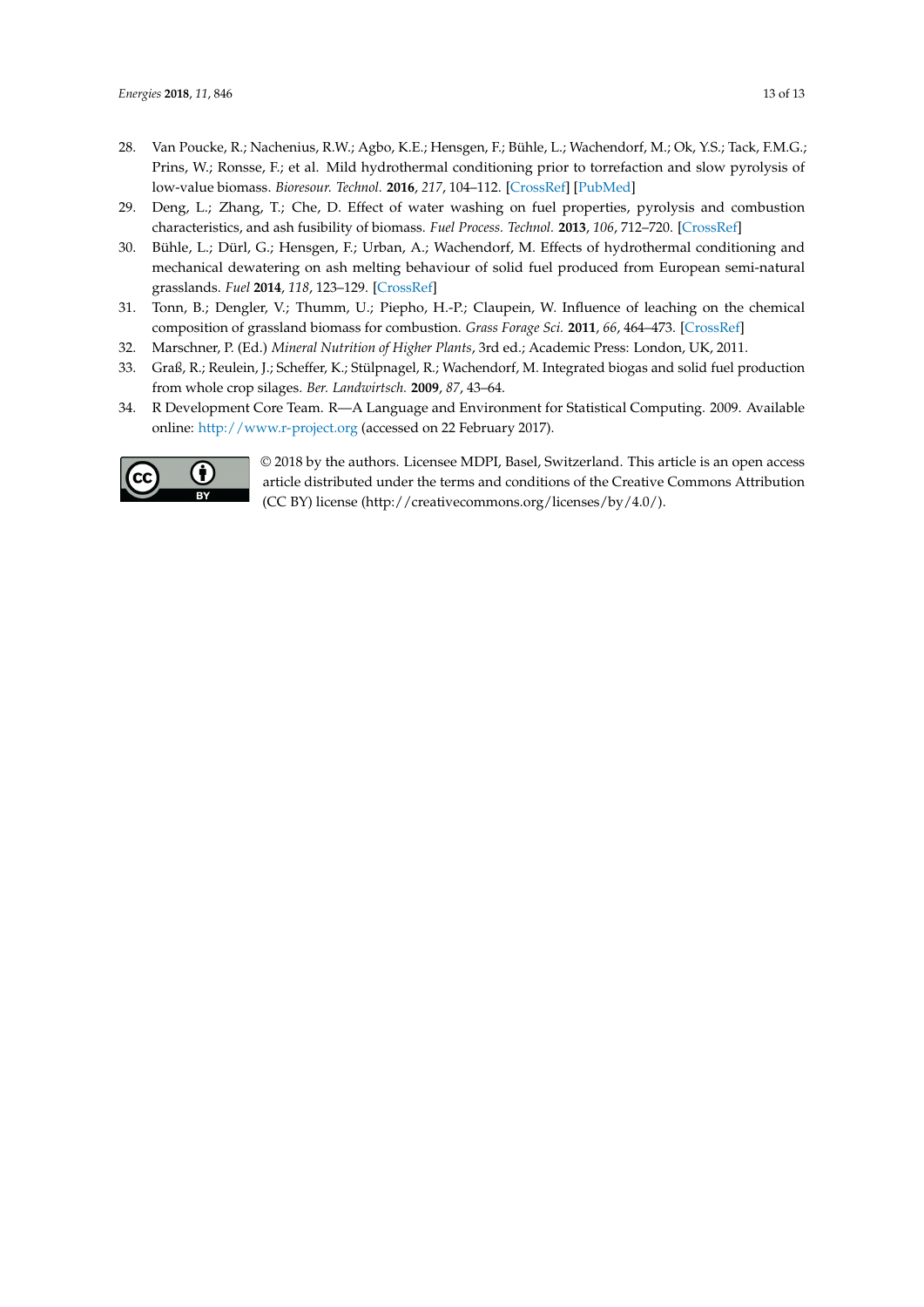28. Van Poucke, R.; Nachenius, R.W.; Agbo, K.E.; Hensgen, F.; Bühle, L.; Wachendorf, M.; Ok, Y.S.; Tack, F.M.G.; Prins, W.; Ronsse, F.; et al. Mild hydrothermal conditioning prior to torrefaction and slow pyrolysis of low-value biomass. *Bioresour. Technol.* **2016**, *217*, 104–112. [CrossRef] [PubMed]
29. Deng, L.; Zhang, T.; Che, D. Effect of water washing on fuel properties, pyrolysis and combustion characteristics, and ash fusibility of biomass. *Fuel Process. Technol.* **2013**, *106*, 712–720. [CrossRef]
30. Bühle, L.; Dürl, G.; Hensgen, F.; Urban, A.; Wachendorf, M. Effects of hydrothermal conditioning and mechanical dewatering on ash melting behaviour of solid fuel produced from European semi-natural grasslands. *Fuel* **2014**, *118*, 123–129. [CrossRef]
31. Tonn, B.; Dengler, V.; Thumm, U.; Piepho, H.-P.; Claupein, W. Influence of leaching on the chemical composition of grassland biomass for combustion. *Grass Forage Sci.* **2011**, *66*, 464–473. [CrossRef]
32. Marschner, P. (Ed.) *Mineral Nutrition of Higher Plants*, 3rd ed.; Academic Press: London, UK, 2011.
33. Graß, R.; Reulein, J.; Scheffer, K.; Stülpnagel, R.; Wachendorf, M. Integrated biogas and solid fuel production from whole crop silages. *Ber. Landwirtsch.* **2009**, *87*, 43–64.
34. R Development Core Team. R—A Language and Environment for Statistical Computing. 2009. Available online: http://www.r-project.org (accessed on 22 February 2017).

© 2018 by the authors. Licensee MDPI, Basel, Switzerland. This article is an open access article distributed under the terms and conditions of the Creative Commons Attribution (CC BY) license (http://creativecommons.org/licenses/by/4.0/).